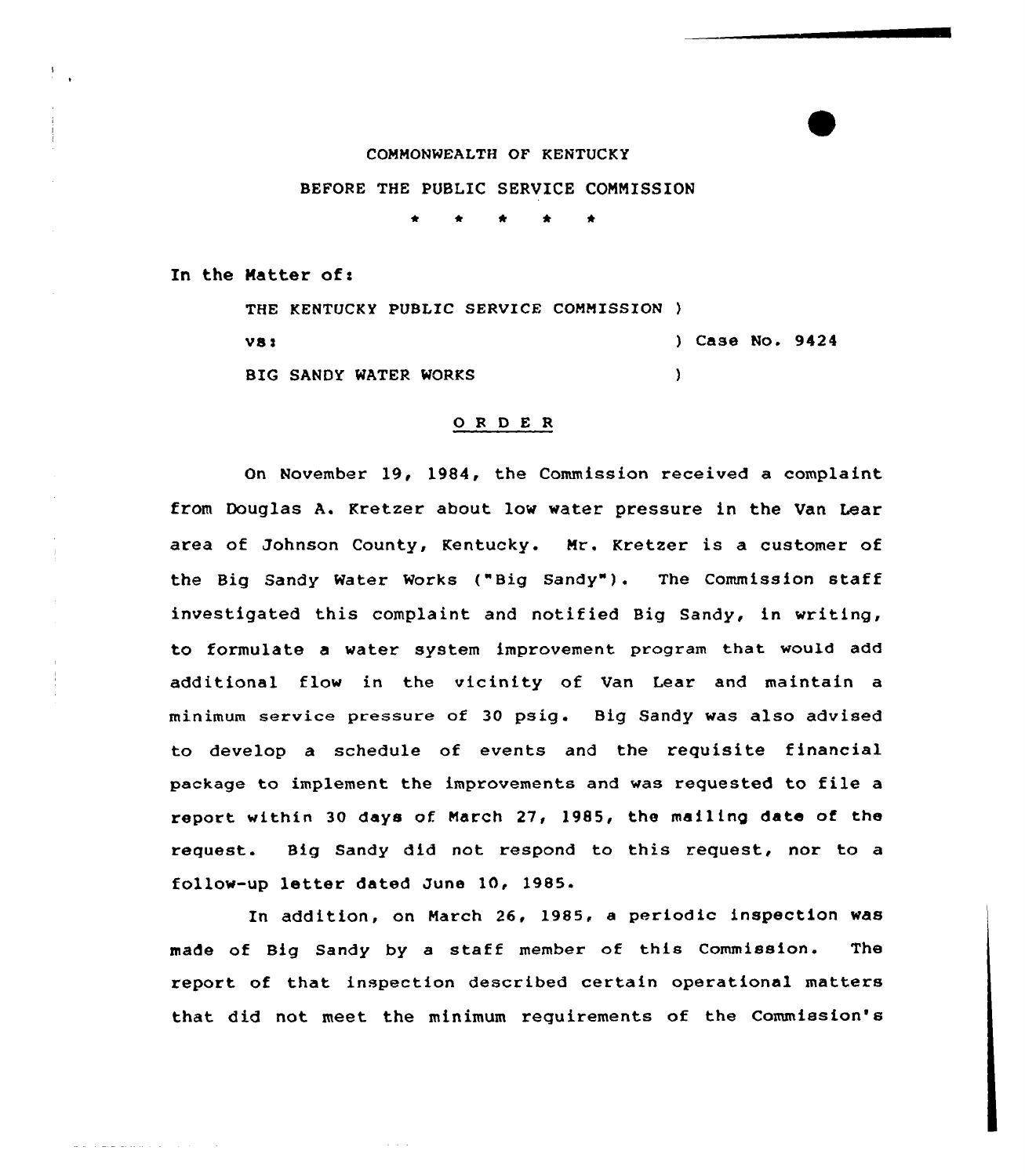COMMONWEALTH OF KENTUCKY

BEFORE THE PUBLIC SERVICE COMMISSION

\* \* \* \* \*

In the Matter of:

THE KENTUCKY PUBLIC SERVICE COMMISSION )
vs: ) Case No. 9424
BIG SANDY WATER WORKS )

## O R D E R

On November 19, 1984, the Commission received a complaint from Douglas A. Kretzer about low water pressure in the Van Lear area of Johnson County, Kentucky. Mr. Kretzer is a customer of the Big Sandy Water Works ("Big Sandy"). The Commission staff investigated this complaint and notified Big Sandy, in writing, to formulate a water system improvement program that would add additional flow in the vicinity of Van Lear and maintain a minimum service pressure of 30 psig. Big Sandy was also advised to develop a schedule of events and the requisite financial package to implement the improvements and was requested to file a report within 30 days of March 27, 1985, the mailing date of the request. Big Sandy did not respond to this request, nor to a follow-up letter dated June 10, 1985.

In addition, on March 26, 1985, a periodic inspection was made of Big Sandy by a staff member of this Commission. The report of that inspection described certain operational matters that did not meet the minimum requirements of the Commission's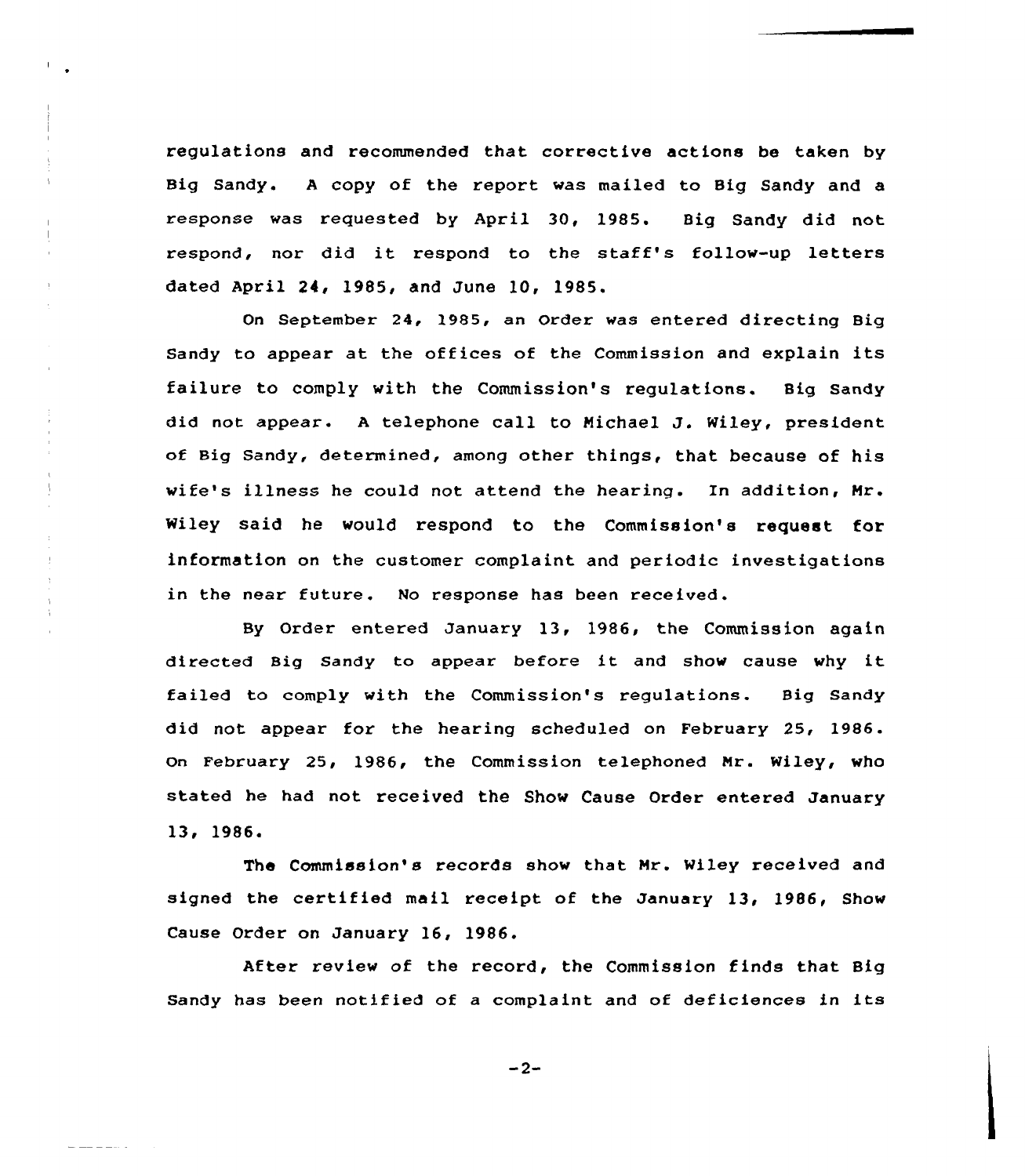regulations and recommended that corrective actions be taken by Big Sandy. A copy of the report was mailed to Big Sandy and a response was requested by April 30, 1985. Big Sandy did not respond, nor did it respond to the staff's follow-up letters dated April 24, 1985, and June 10, 1985.

On September 24, 1985, an Order was entered directing Big Sandy to appear at the offices of the Commission and explain its failure to comply with the Commission's regulations. Big Sandy did not appear. A telephone call to Michael J. Wiley, president of Big Sandy, determined, among other things, that because of his wife's illness he could not attend the hearing. In addition, Mr. Wiley said he would respond to the Commission's request for information on the customer complaint and periodic investigations in the near future. No response has been received.

By Order entered January 13, 1986, the Commission again directed Big Sandy to appear before it and show cause why it failed to comply with the Commission's regulations. Big Sandy did not appear for the hearing scheduled on February 25, 1986. On February 25, 1986, the Commission telephoned Mr. Wiley, who stated he had not received the Show Cause Order entered January 13, 1986.

The Commission's records show that Mr. Wiley received and signed the certified mail receipt of the January 13, 1986, Show Cause Order on January 16, 1986.

After review of the record, the Commission finds that Big Sandy has been notified of a complaint and of deficiences in its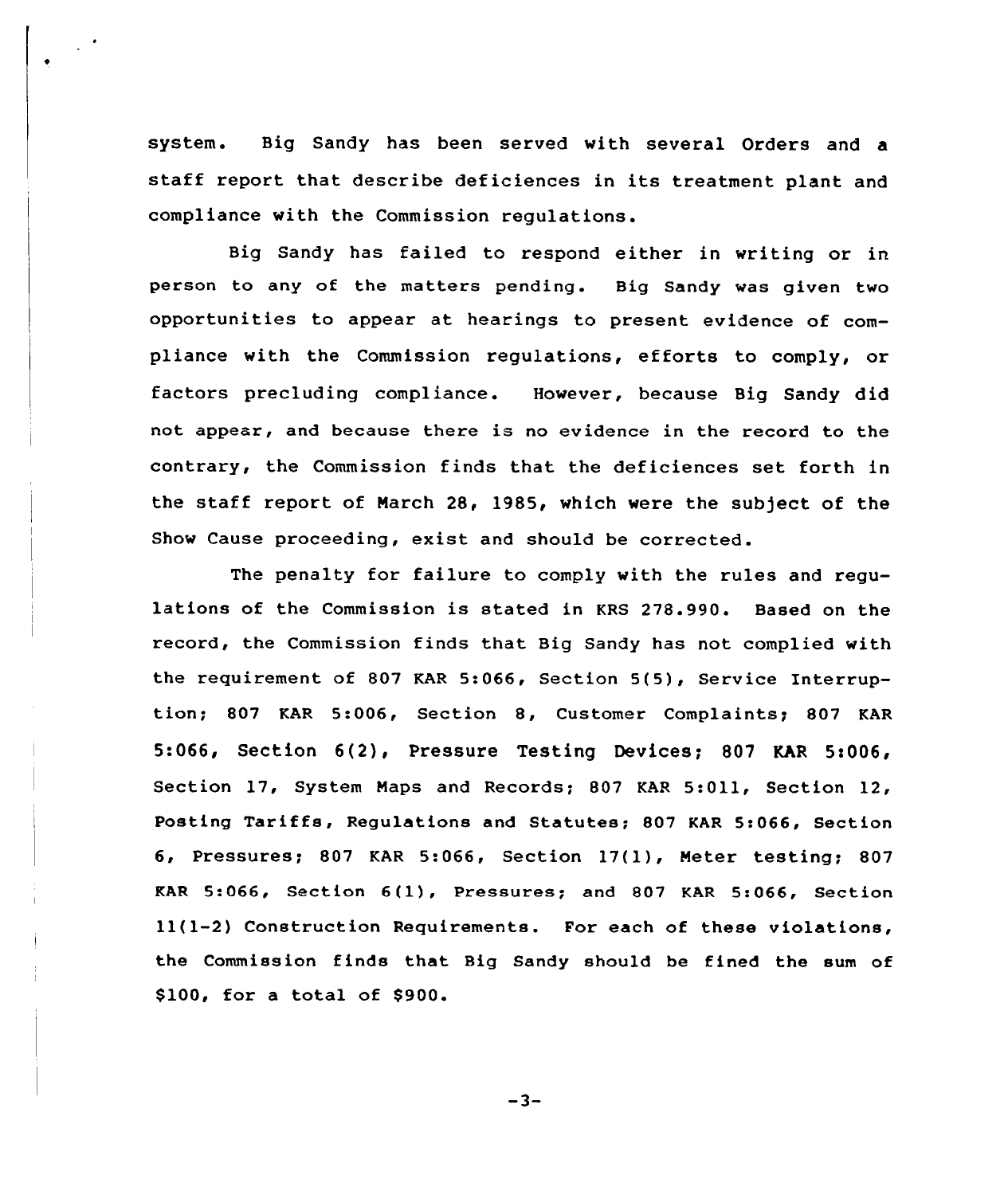system. Big Sandy has been served with several Orders and a staff report that describe deficiences in its treatment plant and compliance with the Commission regulations.

Big Sandy has failed to respond either in writing or in person to any of the matters pending. Big Sandy was given two opportunities to appear at hearings to present evidence of compliance with the Commission regulations, efforts to comply, or factors precluding compliance. However, because Big Sandy did not appear, and because there is no evidence in the record to the contrary, the Commission finds that the deficiences set forth in the staff report of March 28, 1985, which were the subject of the Show Cause proceeding, exist and should be corrected.

The penalty for failure to comply with the rules and regulations of the Commission is stated in KRS 278.990. Based on the record, the Commission finds that Big Sandy has not complied with the requirement of 807 KAR 5:066, Section 5(5), Service Interruption; 807 KAR 5:006, Section 8, Customer Complaints; 807 KAR 5:066, Section 6(2), Pressure Testing Devices; 807 KAR 5:006, Section 17, System Maps and Records; 807 KAR 5:011, Section 12, Posting Tariffs, Regulations and Statutes; 807 KAR 5:066, Section 6, Pressures; 807 KAR 5:066, Section 17(1), Meter testing; 807 KAR 5:066, Section 6(1), Pressures; and 807 KAR 5:066, Section 11(1-2) Construction Requirements. For each of these violations, the Commission finds that Big Sandy should be fined the sum of $100, for a total of $900.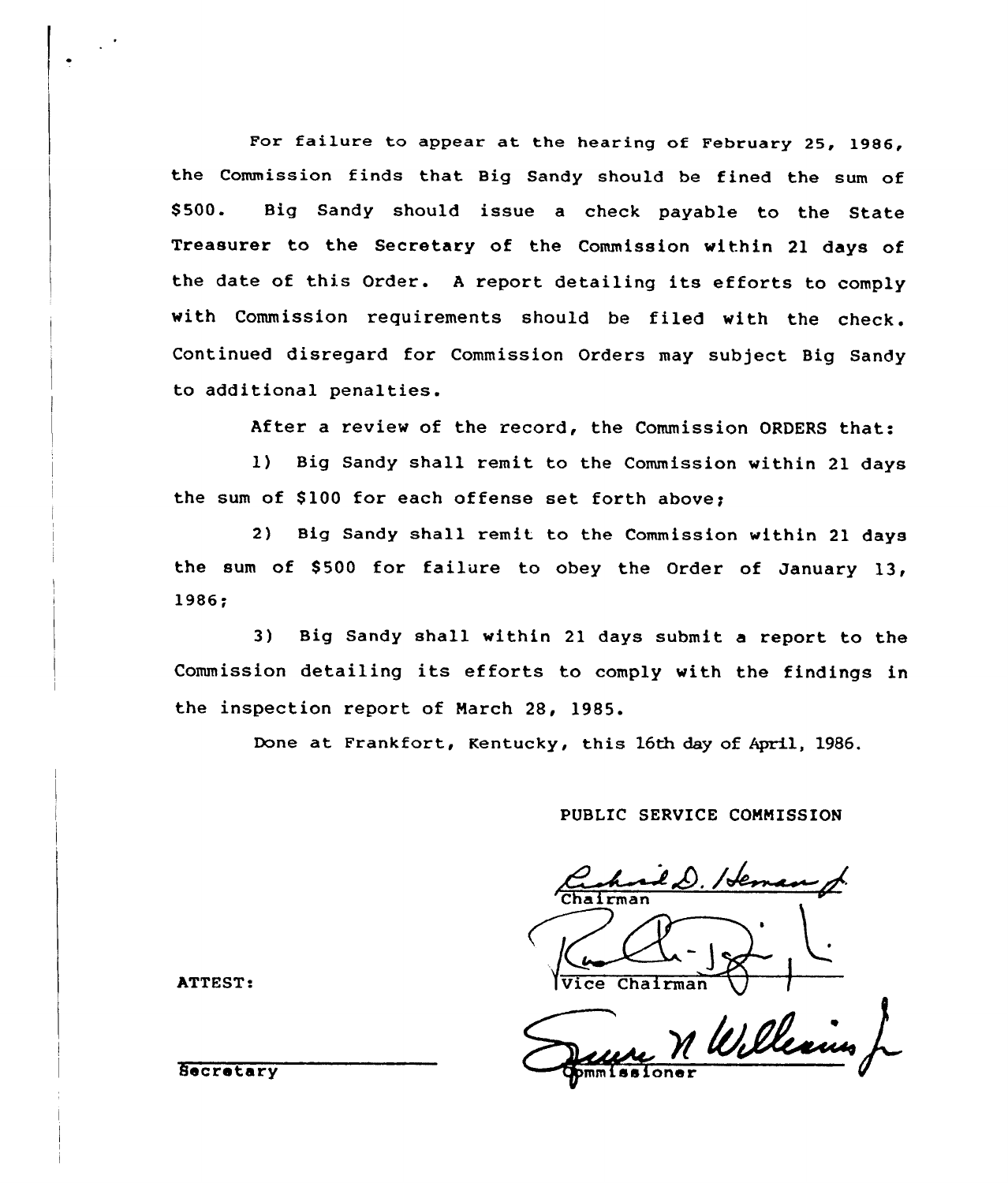For failure to appear at the hearing of February 25, 1986, the Commission finds that Big Sandy should be fined the sum of $500. Big Sandy should issue a check payable to the State Treasurer to the Secretary of the Commission within 21 days of the date of this Order. A report detailing its efforts to comply with Commission requirements should be filed with the check. Continued disregard for Commission Orders may subject Big Sandy to additional penalties.

After a review of the record, the Commission ORDERS that:

1) Big Sandy shall remit to the Commission within 21 days the sum of $100 for each offense set forth above;

2) Big Sandy shall remit to the Commission within 21 days the sum of $500 for failure to obey the Order of January 13, 1986;

3) Big Sandy shall within 21 days submit a report to the Commission detailing its efforts to comply with the findings in the inspection report of March 28, 1985.

Done at Frankfort, Kentucky, this 16th day of April, 1986.

PUBLIC SERVICE COMMISSION

Chairman

Vice Chairman

Commissioner

ATTEST:

Secretary